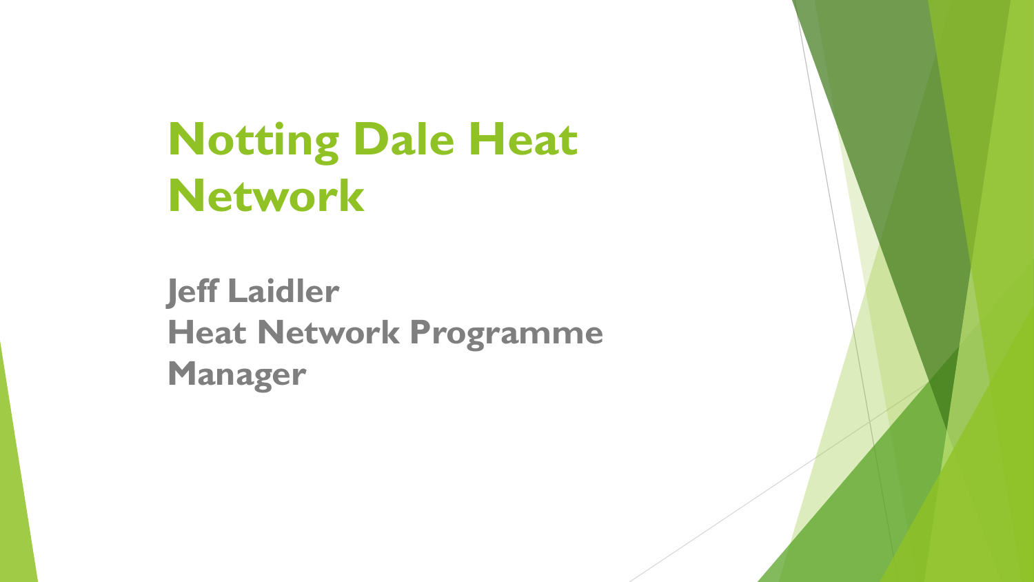# Notting Dale Heat Network

**Jeff Laidler**
**Heat Network Programme Manager**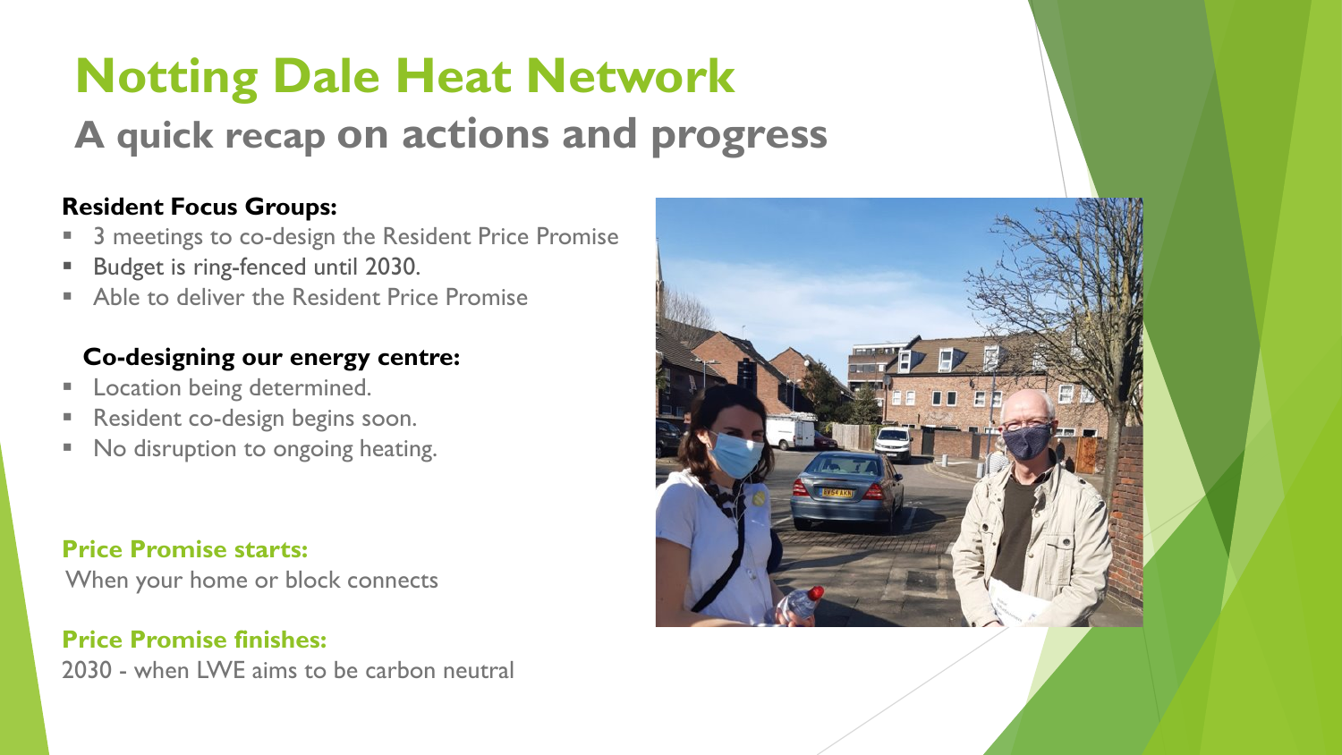# Notting Dale Heat Network

## A quick recap on actions and progress

**Resident Focus Groups:**

- 3 meetings to co-design the Resident Price Promise
- Budget is ring-fenced until 2030.
- Able to deliver the Resident Price Promise

**Co-designing our energy centre:**

- Location being determined.
- Resident co-design begins soon.
- No disruption to ongoing heating.

**Price Promise starts:**

When your home or block connects

**Price Promise finishes:**

2030 - when LWE aims to be carbon neutral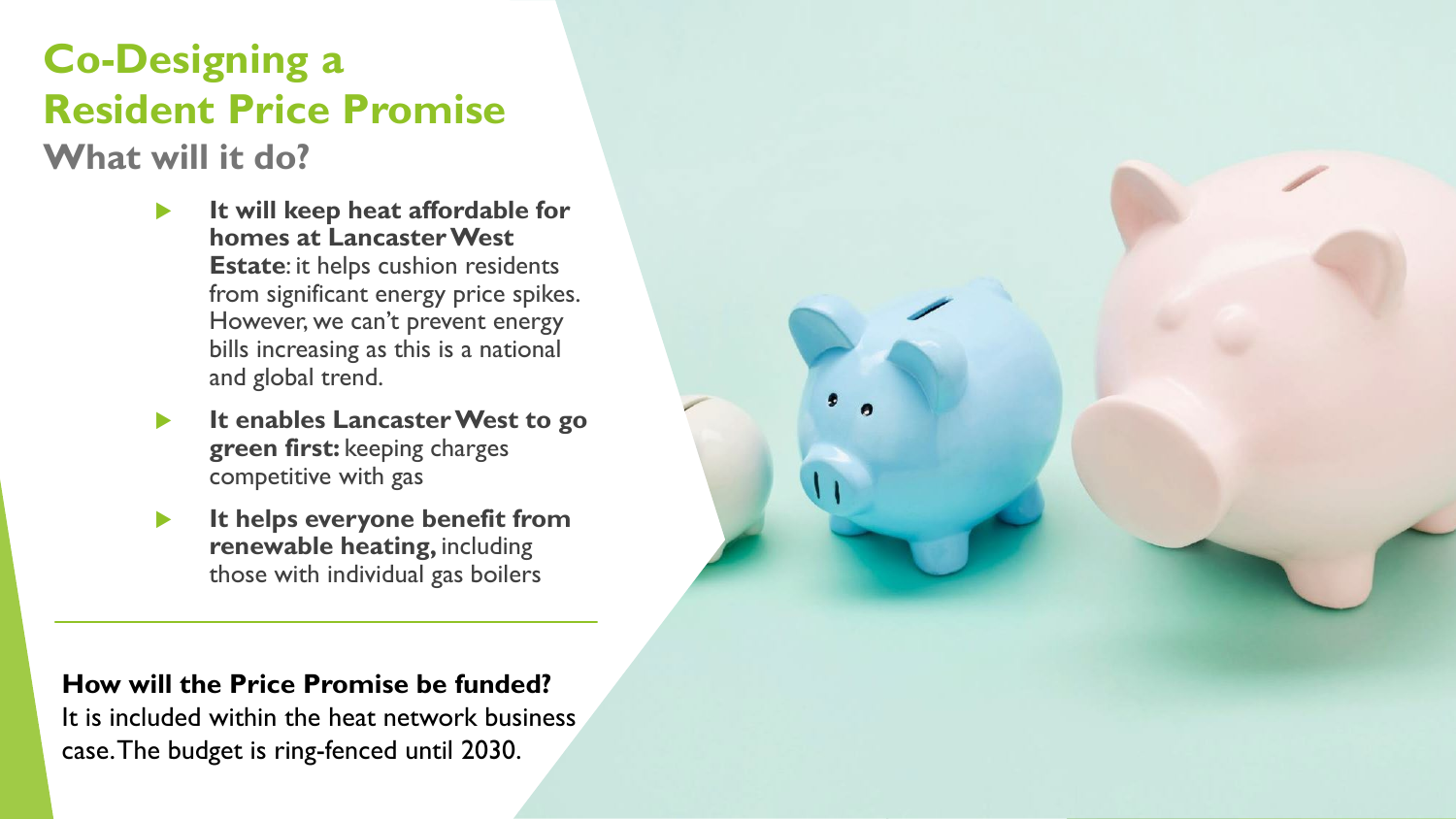# Co-Designing a Resident Price Promise

## What will it do?

- **It will keep heat affordable for homes at Lancaster West Estate**: it helps cushion residents from significant energy price spikes. However, we can't prevent energy bills increasing as this is a national and global trend.
- **It enables Lancaster West to go green first:** keeping charges competitive with gas
- **It helps everyone benefit from renewable heating,** including those with individual gas boilers

---

**How will the Price Promise be funded?**
It is included within the heat network business case. The budget is ring-fenced until 2030.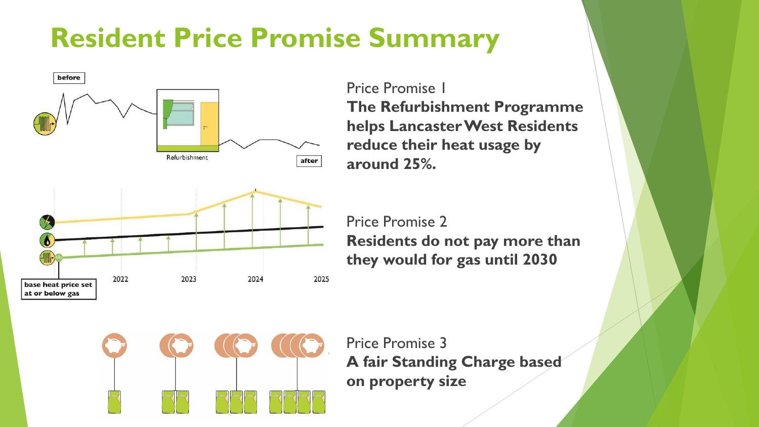# Resident Price Promise Summary

Price Promise 1
**The Refurbishment Programme helps Lancaster West Residents reduce their heat usage by around 25%.**

Price Promise 2
**Residents do not pay more than they would for gas until 2030**

Price Promise 3
**A fair Standing Charge based on property size**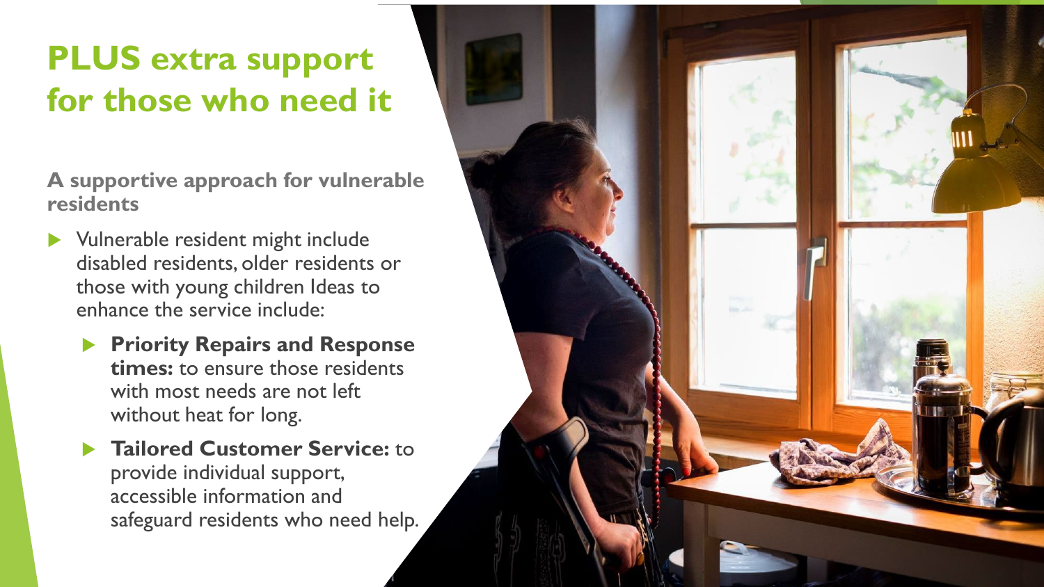# PLUS extra support for those who need it

**A supportive approach for vulnerable residents**

- Vulnerable resident might include disabled residents, older residents or those with young children Ideas to enhance the service include:
  - **Priority Repairs and Response times:** to ensure those residents with most needs are not left without heat for long.
  - **Tailored Customer Service:** to provide individual support, accessible information and safeguard residents who need help.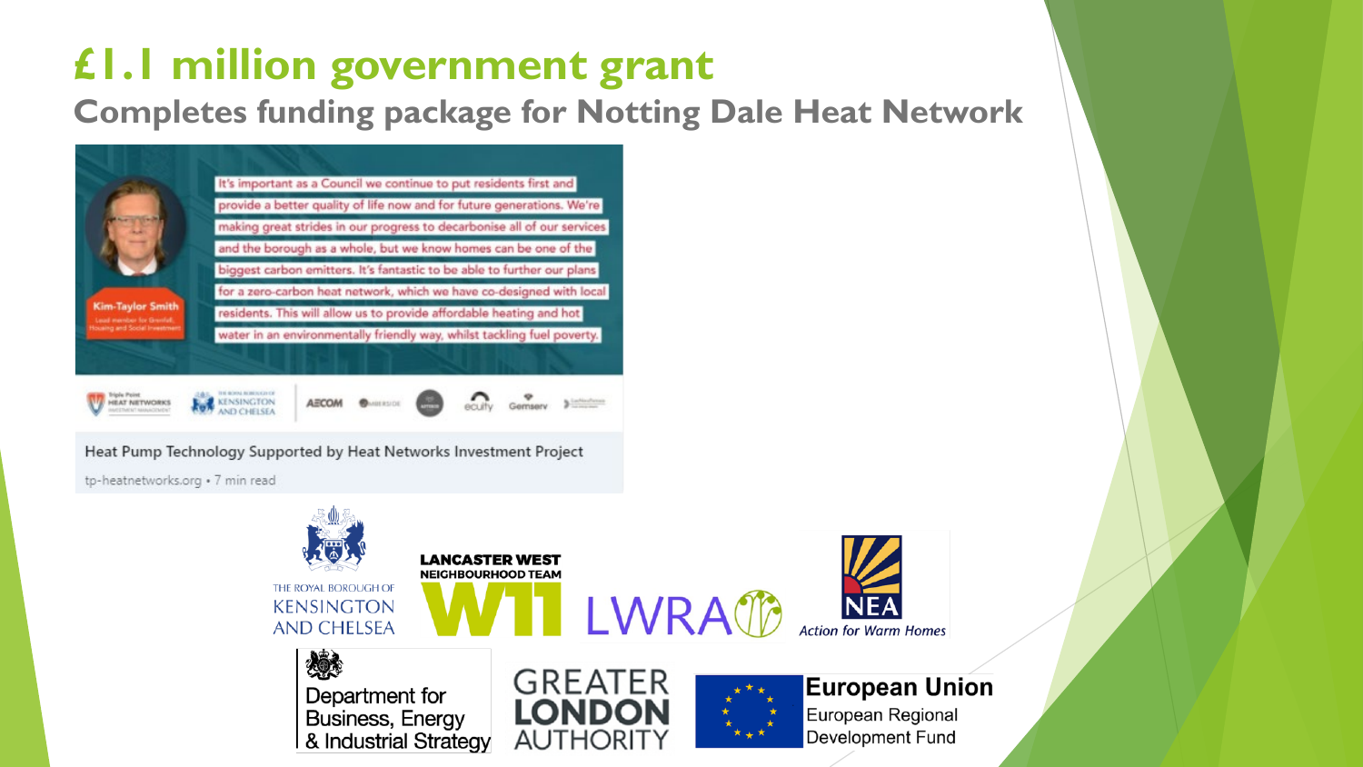# £1.1 million government grant

## Completes funding package for Notting Dale Heat Network

It's important as a Council we continue to put residents first and provide a better quality of life now and for future generations. We're making great strides in our progress to decarbonise all of our services and the borough as a whole, but we know homes can be one of the biggest carbon emitters. It's fantastic to be able to further our plans for a zero-carbon heat network, which we have co-designed with local residents. This will allow us to provide affordable heating and hot water in an environmentally friendly way, whilst tackling fuel poverty.

Kim-Taylor Smith
Lead member for Grenfell, Housing and Social Investment

Heat Pump Technology Supported by Heat Networks Investment Project

tp-heatnetworks.org • 7 min read

The Royal Borough of Kensington and Chelsea

Lancaster West Neighbourhood Team W11

LWRA

NEA Action for Warm Homes

Department for Business, Energy & Industrial Strategy

Greater London Authority

European Union European Regional Development Fund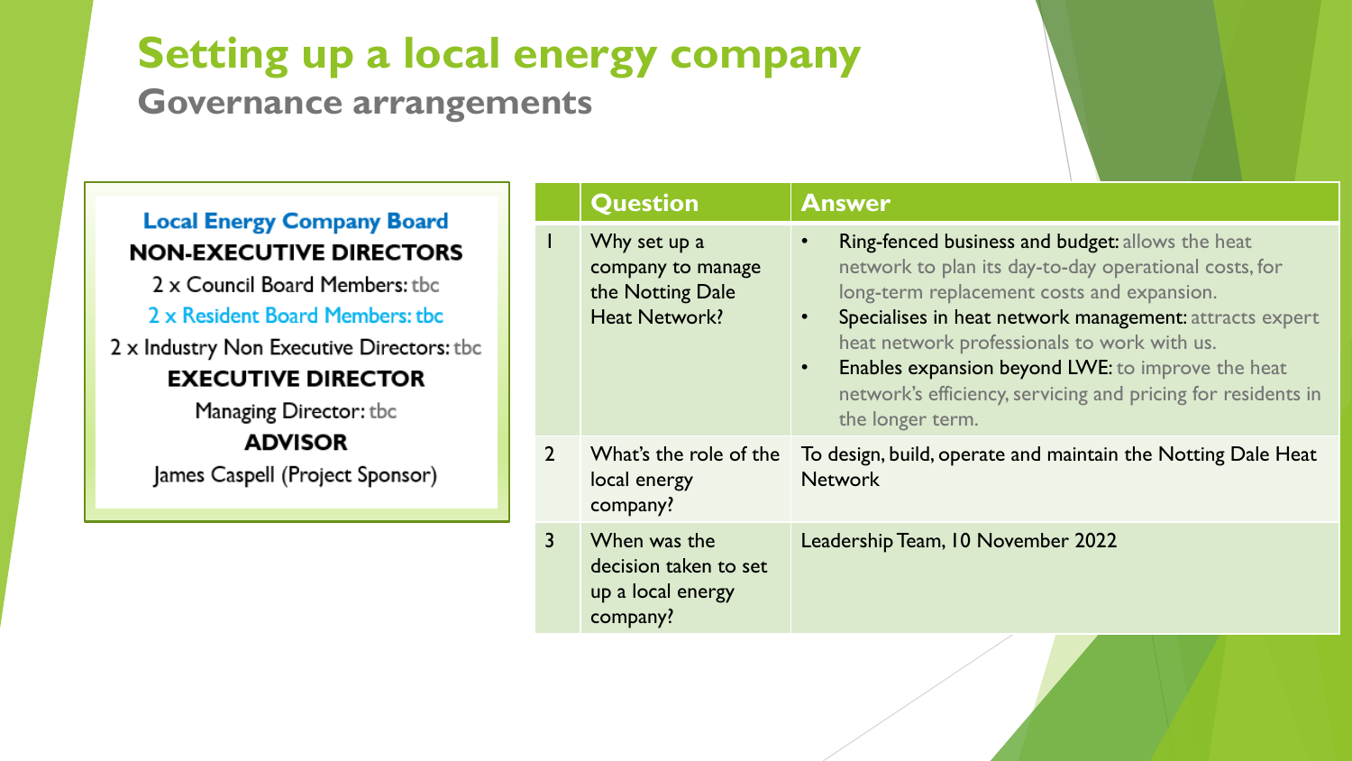# Setting up a local energy company

## Governance arrangements

**Local Energy Company Board**

**NON-EXECUTIVE DIRECTORS**

2 x Council Board Members: tbc

2 x Resident Board Members: tbc

2 x Industry Non Executive Directors: tbc

**EXECUTIVE DIRECTOR**

Managing Director: tbc

**ADVISOR**

James Caspell (Project Sponsor)

| | Question | Answer |
|---|---|---|
| 1 | Why set up a company to manage the Notting Dale Heat Network? | • **Ring-fenced business and budget:** allows the heat network to plan its day-to-day operational costs, for long-term replacement costs and expansion.<br>• **Specialises in heat network management:** attracts expert heat network professionals to work with us.<br>• **Enables expansion beyond LWE:** to improve the heat network's efficiency, servicing and pricing for residents in the longer term. |
| 2 | What's the role of the local energy company? | To design, build, operate and maintain the Notting Dale Heat Network |
| 3 | When was the decision taken to set up a local energy company? | Leadership Team, 10 November 2022 |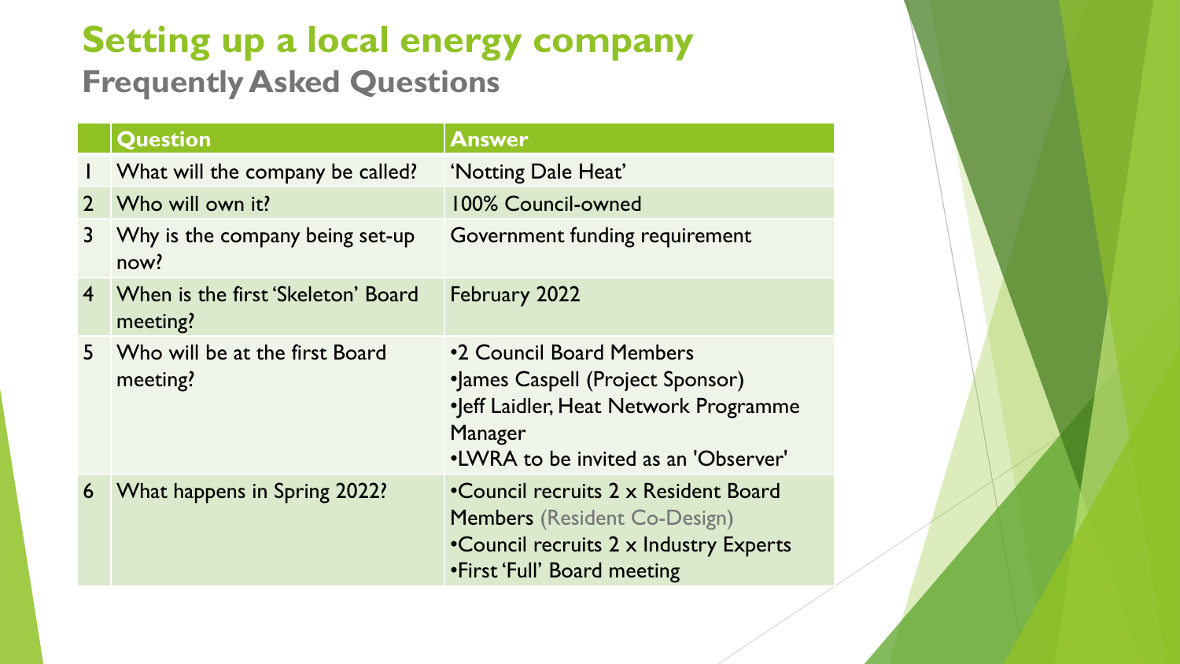# Setting up a local energy company

## Frequently Asked Questions

| | Question | Answer |
|---|---|---|
| 1 | What will the company be called? | 'Notting Dale Heat' |
| 2 | Who will own it? | 100% Council-owned |
| 3 | Why is the company being set-up now? | Government funding requirement |
| 4 | When is the first 'Skeleton' Board meeting? | February 2022 |
| 5 | Who will be at the first Board meeting? | •2 Council Board Members<br>•James Caspell (Project Sponsor)<br>•Jeff Laidler, Heat Network Programme Manager<br>•LWRA to be invited as an 'Observer' |
| 6 | What happens in Spring 2022? | •Council recruits 2 x Resident Board Members (Resident Co-Design)<br>•Council recruits 2 x Industry Experts<br>•First 'Full' Board meeting |